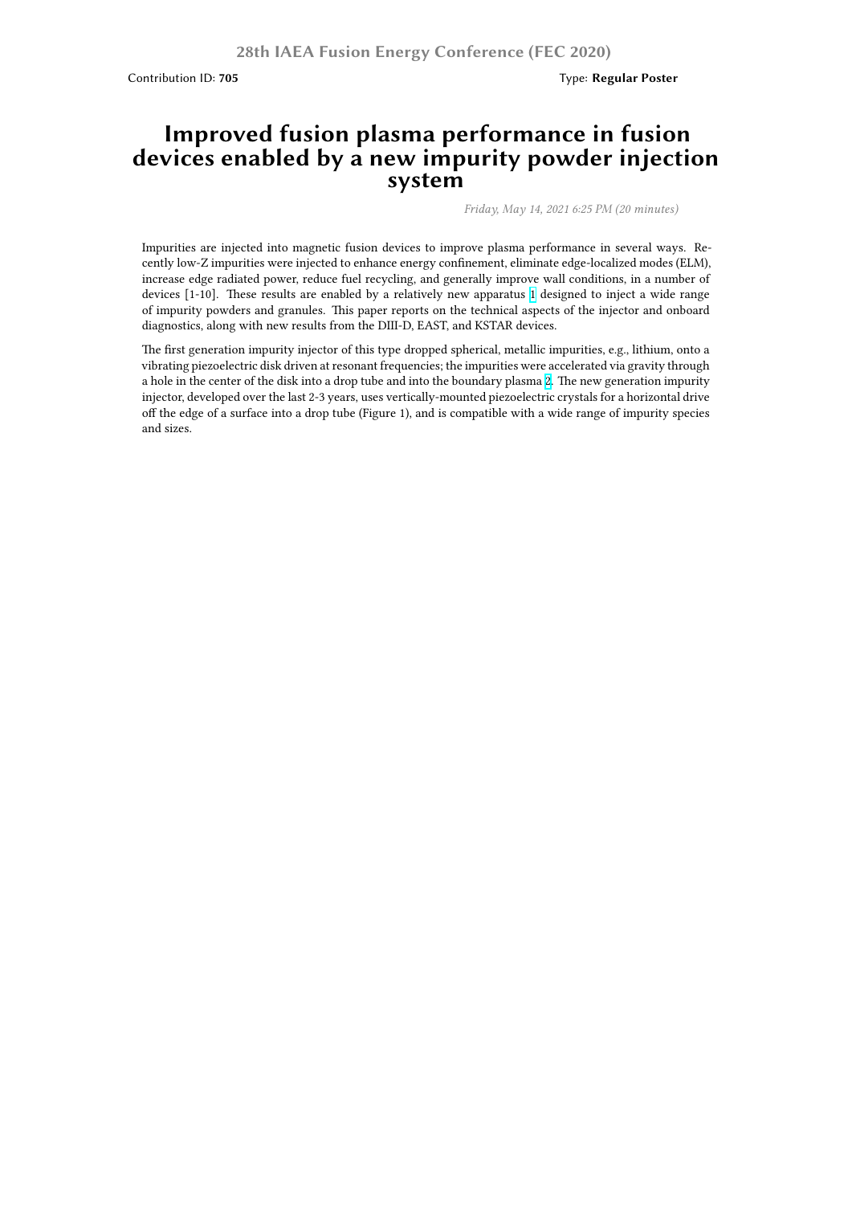Contribution ID: **705**

Type: **Regular Poster**

# Improved fusion plasma performance in fusion devices enabled by a new impurity powder injection system

*Friday, May 14, 2021 6:25 PM (20 minutes)*

Impurities are injected into magnetic fusion devices to improve plasma performance in several ways. Recently low-Z impurities were injected to enhance energy confinement, eliminate edge-localized modes (ELM), increase edge radiated power, reduce fuel recycling, and generally improve wall conditions, in a number of devices [1-10]. These results are enabled by a relatively new apparatus 1 designed to inject a wide range of impurity powders and granules. This paper reports on the technical aspects of the injector and onboard diagnostics, along with new results from the DIII-D, EAST, and KSTAR devices.

The first generation impurity injector of this type dropped spherical, metallic impurities, e.g., lithium, onto a vibrating piezoelectric disk driven at resonant frequencies; the impurities were accelerated via gravity through a hole in the center of the disk into a drop tube and into the boundary plasma 2. The new generation impurity injector, developed over the last 2-3 years, uses vertically-mounted piezoelectric crystals for a horizontal drive off the edge of a surface into a drop tube (Figure 1), and is compatible with a wide range of impurity species and sizes.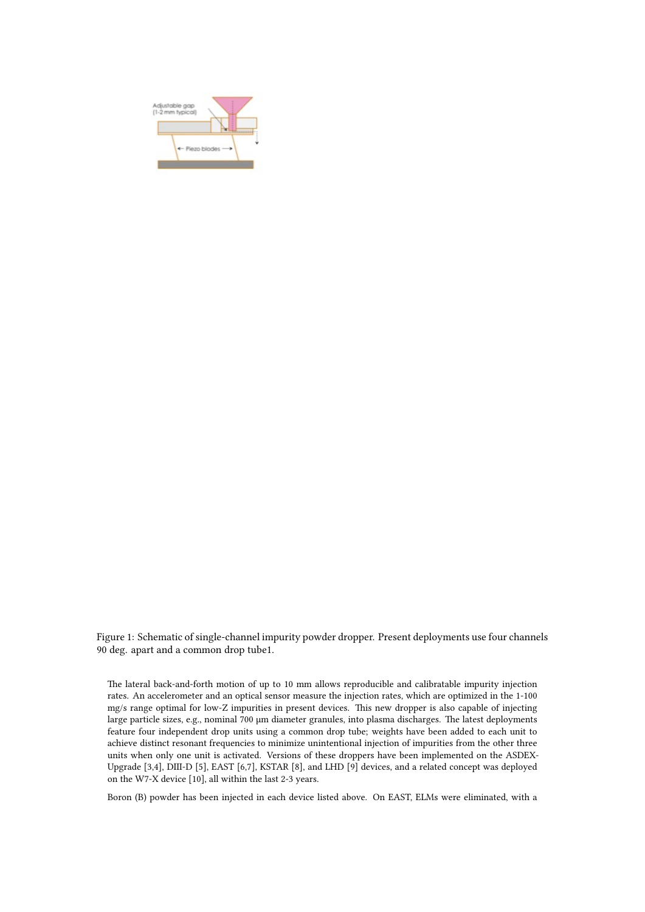Adjustable gap
(1-2 mm typical)

Piezo blades

Figure 1: Schematic of single-channel impurity powder dropper. Present deployments use four channels 90 deg. apart and a common drop tube1.

The lateral back-and-forth motion of up to 10 mm allows reproducible and calibratable impurity injection rates. An accelerometer and an optical sensor measure the injection rates, which are optimized in the 1-100 mg/s range optimal for low-Z impurities in present devices. This new dropper is also capable of injecting large particle sizes, e.g., nominal 700 µm diameter granules, into plasma discharges. The latest deployments feature four independent drop units using a common drop tube; weights have been added to each unit to achieve distinct resonant frequencies to minimize unintentional injection of impurities from the other three units when only one unit is activated. Versions of these droppers have been implemented on the ASDEX-Upgrade [3,4], DIII-D [5], EAST [6,7], KSTAR [8], and LHD [9] devices, and a related concept was deployed on the W7-X device [10], all within the last 2-3 years.

Boron (B) powder has been injected in each device listed above. On EAST, ELMs were eliminated, with a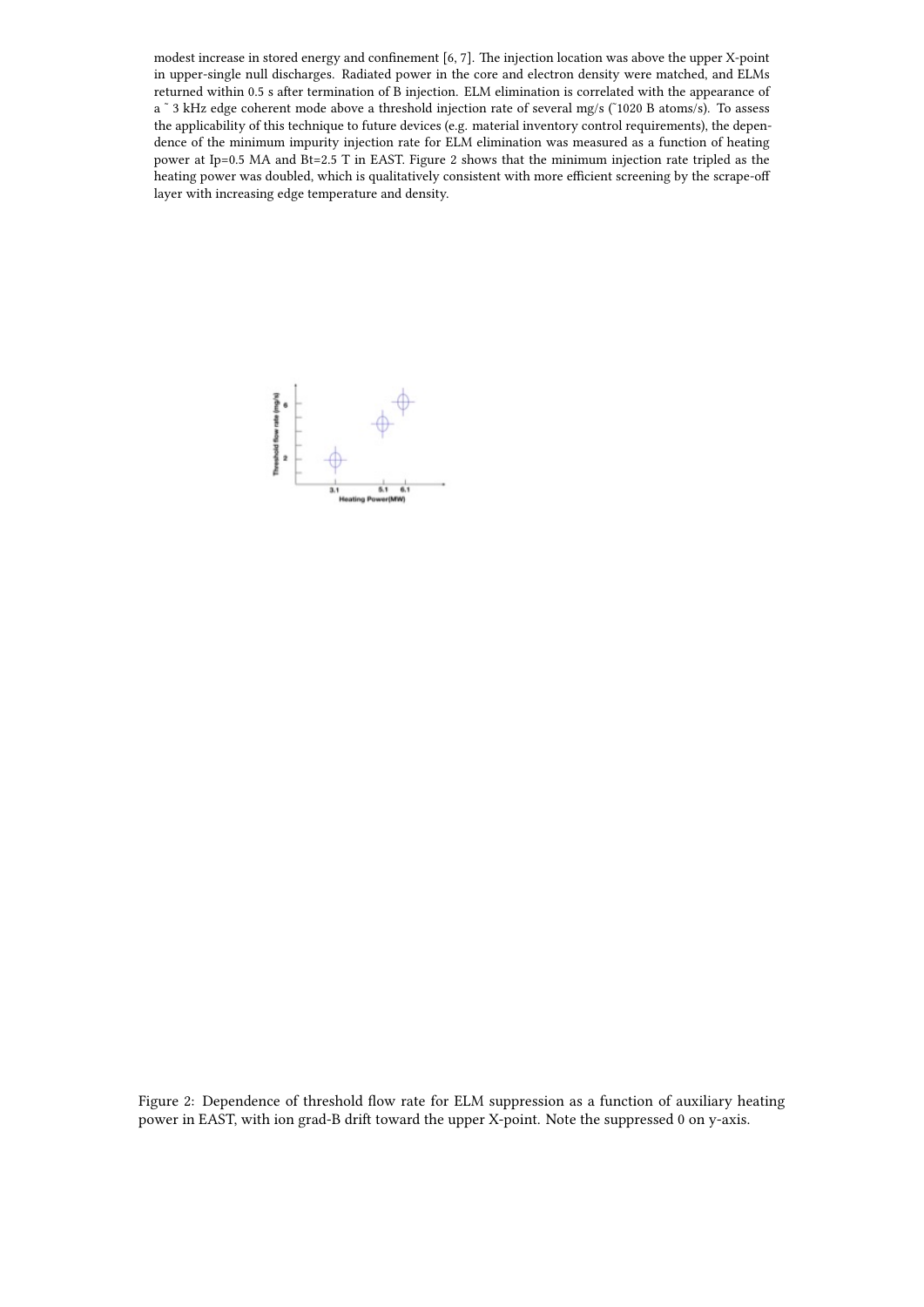modest increase in stored energy and confinement [6, 7]. The injection location was above the upper X-point in upper-single null discharges. Radiated power in the core and electron density were matched, and ELMs returned within 0.5 s after termination of B injection. ELM elimination is correlated with the appearance of a ~ 3 kHz edge coherent mode above a threshold injection rate of several mg/s (~$10^{20}$ B atoms/s). To assess the applicability of this technique to future devices (e.g. material inventory control requirements), the dependence of the minimum impurity injection rate for ELM elimination was measured as a function of heating power at Ip=0.5 MA and Bt=2.5 T in EAST. Figure 2 shows that the minimum injection rate tripled as the heating power was doubled, which is qualitatively consistent with more efficient screening by the scrape-off layer with increasing edge temperature and density.

Threshold flow rate (mg/s)

6

2

3.1

5.1 6.1

Heating Power(MW)

Figure 2: Dependence of threshold flow rate for ELM suppression as a function of auxiliary heating power in EAST, with ion grad-B drift toward the upper X-point. Note the suppressed 0 on y-axis.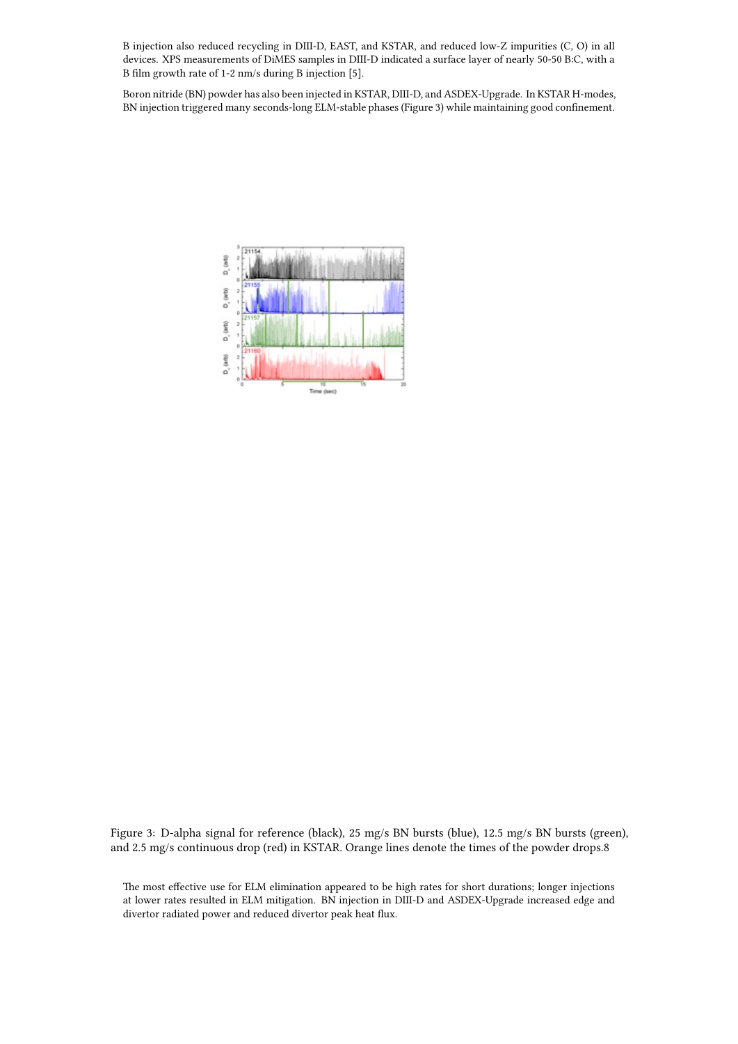B injection also reduced recycling in DIII-D, EAST, and KSTAR, and reduced low-Z impurities (C, O) in all devices. XPS measurements of DiMES samples in DIII-D indicated a surface layer of nearly 50-50 B:C, with a B film growth rate of 1-2 nm/s during B injection [5].

Boron nitride (BN) powder has also been injected in KSTAR, DIII-D, and ASDEX-Upgrade. In KSTAR H-modes, BN injection triggered many seconds-long ELM-stable phases (Figure 3) while maintaining good confinement.

21154
21155
21157
21160
$D_\alpha$ (arb)
$D_\alpha$ (arb)
$D_\alpha$ (arb)
$D_\alpha$ (arb)
0
5
10
15
20
Time (sec)

Figure 3: D-alpha signal for reference (black), 25 mg/s BN bursts (blue), 12.5 mg/s BN bursts (green), and 2.5 mg/s continuous drop (red) in KSTAR. Orange lines denote the times of the powder drops.8

The most effective use for ELM elimination appeared to be high rates for short durations; longer injections at lower rates resulted in ELM mitigation. BN injection in DIII-D and ASDEX-Upgrade increased edge and divertor radiated power and reduced divertor peak heat flux.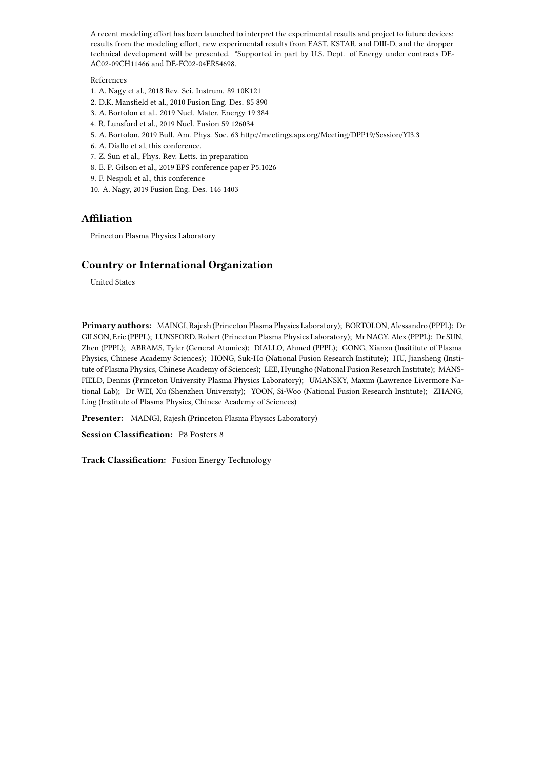A recent modeling effort has been launched to interpret the experimental results and project to future devices; results from the modeling effort, new experimental results from EAST, KSTAR, and DIII-D, and the dropper technical development will be presented. *Supported in part by U.S. Dept. of Energy under contracts DE-AC02-09CH11466 and DE-FC02-04ER54698.

References

1. A. Nagy et al., 2018 Rev. Sci. Instrum. 89 10K121
2. D.K. Mansfield et al., 2010 Fusion Eng. Des. 85 890
3. A. Bortolon et al., 2019 Nucl. Mater. Energy 19 384
4. R. Lunsford et al., 2019 Nucl. Fusion 59 126034
5. A. Bortolon, 2019 Bull. Am. Phys. Soc. 63 http://meetings.aps.org/Meeting/DPP19/Session/YI3.3
6. A. Diallo et al, this conference.
7. Z. Sun et al., Phys. Rev. Letts. in preparation
8. E. P. Gilson et al., 2019 EPS conference paper P5.1026
9. F. Nespoli et al., this conference
10. A. Nagy, 2019 Fusion Eng. Des. 146 1403

## Affiliation

Princeton Plasma Physics Laboratory

## Country or International Organization

United States

**Primary authors:** MAINGI, Rajesh (Princeton Plasma Physics Laboratory); BORTOLON, Alessandro (PPPL); Dr GILSON, Eric (PPPL); LUNSFORD, Robert (Princeton Plasma Physics Laboratory); Mr NAGY, Alex (PPPL); Dr SUN, Zhen (PPPL); ABRAMS, Tyler (General Atomics); DIALLO, Ahmed (PPPL); GONG, Xianzu (Insititute of Plasma Physics, Chinese Academy Sciences); HONG, Suk-Ho (National Fusion Research Institute); HU, Jiansheng (Institute of Plasma Physics, Chinese Academy of Sciences); LEE, Hyungho (National Fusion Research Institute); MANSFIELD, Dennis (Princeton University Plasma Physics Laboratory); UMANSKY, Maxim (Lawrence Livermore National Lab); Dr WEI, Xu (Shenzhen University); YOON, Si-Woo (National Fusion Research Institute); ZHANG, Ling (Institute of Plasma Physics, Chinese Academy of Sciences)

**Presenter:** MAINGI, Rajesh (Princeton Plasma Physics Laboratory)

**Session Classification:** P8 Posters 8

**Track Classification:** Fusion Energy Technology